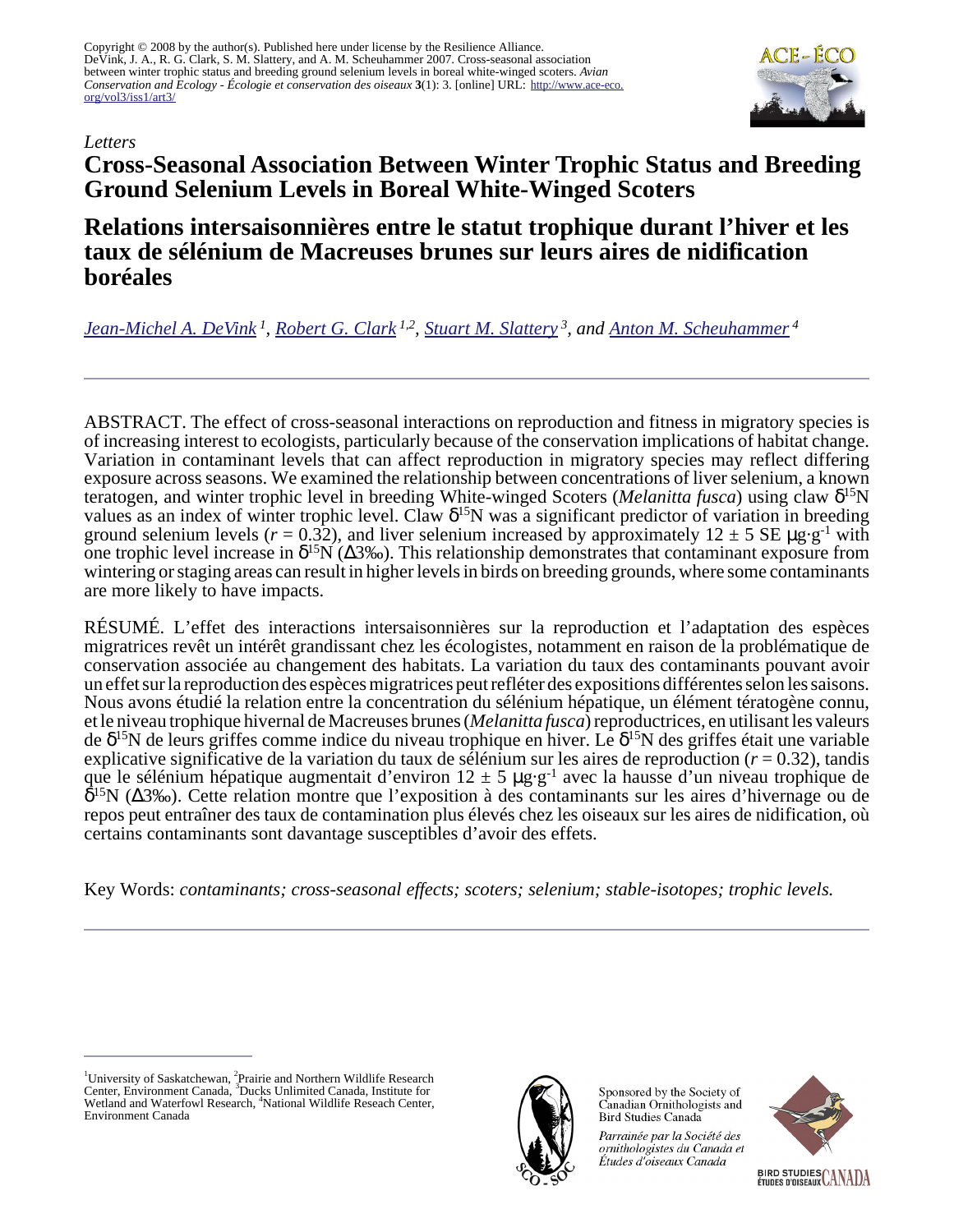Copyright © 2008 by the author(s). Published here under license by the Resilience Alliance.
DeVink, J. A., R. G. Clark, S. M. Slattery, and A. M. Scheuhammer 2007. Cross-seasonal association between winter trophic status and breeding ground selenium levels in boreal white-winged scoters. *Avian Conservation and Ecology - Écologie et conservation des oiseaux* **3**(1): 3. [online] URL: http://www.ace-eco.org/vol3/iss1/art3/

*Letters*

# Cross-Seasonal Association Between Winter Trophic Status and Breeding Ground Selenium Levels in Boreal White-Winged Scoters

# Relations intersaisonnières entre le statut trophique durant l'hiver et les taux de sélénium de Macreuses brunes sur leurs aires de nidification boréales

*Jean-Michel A. DeVink* [1], *Robert G. Clark* [1,2], *Stuart M. Slattery* [3], and *Anton M. Scheuhammer* [4]

---

ABSTRACT. The effect of cross-seasonal interactions on reproduction and fitness in migratory species is of increasing interest to ecologists, particularly because of the conservation implications of habitat change. Variation in contaminant levels that can affect reproduction in migratory species may reflect differing exposure across seasons. We examined the relationship between concentrations of liver selenium, a known teratogen, and winter trophic level in breeding White-winged Scoters (*Melanitta fusca*) using claw $\delta^{15}N$ values as an index of winter trophic level. Claw $\delta^{15}N$ was a significant predictor of variation in breeding ground selenium levels ($r = 0.32$), and liver selenium increased by approximately $12 \pm 5$ SE $\mu g \cdot g^{-1}$ with one trophic level increase in $\delta^{15}N$ ($\Delta 3‰$). This relationship demonstrates that contaminant exposure from wintering or staging areas can result in higher levels in birds on breeding grounds, where some contaminants are more likely to have impacts.

RÉSUMÉ. L'effet des interactions intersaisonnières sur la reproduction et l'adaptation des espèces migratrices revêt un intérêt grandissant chez les écologistes, notamment en raison de la problématique de conservation associée au changement des habitats. La variation du taux des contaminants pouvant avoir un effet sur la reproduction des espèces migratrices peut refléter des expositions différentes selon les saisons. Nous avons étudié la relation entre la concentration du sélénium hépatique, un élément tératogène connu, et le niveau trophique hivernal de Macreuses brunes (*Melanitta fusca*) reproductrices, en utilisant les valeurs de $\delta^{15}N$ de leurs griffes comme indice du niveau trophique en hiver. Le $\delta^{15}N$ des griffes était une variable explicative significative de la variation du taux de sélénium sur les aires de reproduction ($r = 0.32$), tandis que le sélénium hépatique augmentait d'environ $12 \pm 5$ $\mu g \cdot g^{-1}$ avec la hausse d'un niveau trophique de $\delta^{15}N$ ($\Delta 3‰$). Cette relation montre que l'exposition à des contaminants sur les aires d'hivernage ou de repos peut entraîner des taux de contamination plus élevés chez les oiseaux sur les aires de nidification, où certains contaminants sont davantage susceptibles d'avoir des effets.

Key Words: *contaminants; cross-seasonal effects; scoters; selenium; stable-isotopes; trophic levels.*

---

[1]University of Saskatchewan, [2]Prairie and Northern Wildlife Research Center, Environment Canada, [3]Ducks Unlimited Canada, Institute for Wetland and Waterfowl Research, [4]National Wildlife Reseach Center, Environment Canada

Sponsored by the Society of Canadian Ornithologists and Bird Studies Canada

*Parrainée par la Société des ornithologistes du Canada et Études d'oiseaux Canada*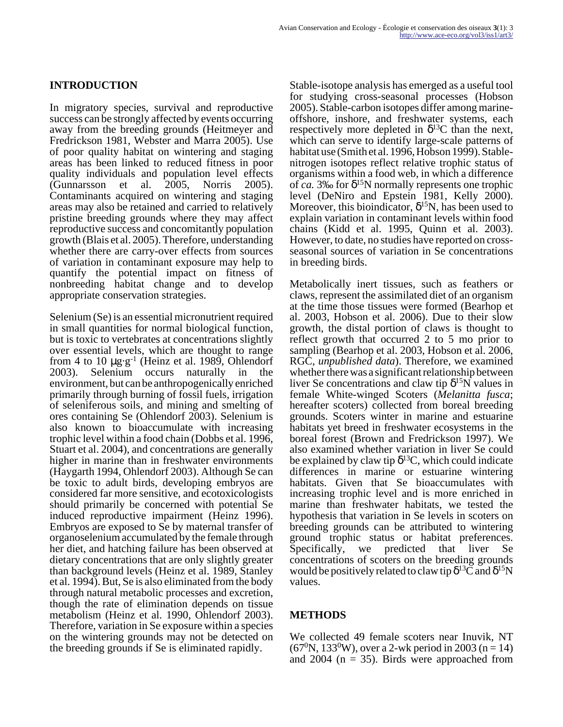## INTRODUCTION

In migratory species, survival and reproductive success can be strongly affected by events occurring away from the breeding grounds (Heitmeyer and Fredrickson 1981, Webster and Marra 2005). Use of poor quality habitat on wintering and staging areas has been linked to reduced fitness in poor quality individuals and population level effects (Gunnarsson et al. 2005, Norris 2005). Contaminants acquired on wintering and staging areas may also be retained and carried to relatively pristine breeding grounds where they may affect reproductive success and concomitantly population growth (Blais et al. 2005). Therefore, understanding whether there are carry-over effects from sources of variation in contaminant exposure may help to quantify the potential impact on fitness of nonbreeding habitat change and to develop appropriate conservation strategies.

Selenium (Se) is an essential micronutrient required in small quantities for normal biological function, but is toxic to vertebrates at concentrations slightly over essential levels, which are thought to range from 4 to 10 $\mu g \cdot g^{-1}$ (Heinz et al. 1989, Ohlendorf 2003). Selenium occurs naturally in the environment, but can be anthropogenically enriched primarily through burning of fossil fuels, irrigation of seleniferous soils, and mining and smelting of ores containing Se (Ohlendorf 2003). Selenium is also known to bioaccumulate with increasing trophic level within a food chain (Dobbs et al. 1996, Stuart et al. 2004), and concentrations are generally higher in marine than in freshwater environments (Haygarth 1994, Ohlendorf 2003). Although Se can be toxic to adult birds, developing embryos are considered far more sensitive, and ecotoxicologists should primarily be concerned with potential Se induced reproductive impairment (Heinz 1996). Embryos are exposed to Se by maternal transfer of organoselenium accumulated by the female through her diet, and hatching failure has been observed at dietary concentrations that are only slightly greater than background levels (Heinz et al. 1989, Stanley et al. 1994). But, Se is also eliminated from the body through natural metabolic processes and excretion, though the rate of elimination depends on tissue metabolism (Heinz et al. 1990, Ohlendorf 2003). Therefore, variation in Se exposure within a species on the wintering grounds may not be detected on the breeding grounds if Se is eliminated rapidly.

Stable-isotope analysis has emerged as a useful tool for studying cross-seasonal processes (Hobson 2005). Stable-carbon isotopes differ among marine-offshore, inshore, and freshwater systems, each respectively more depleted in $\delta^{13}C$ than the next, which can serve to identify large-scale patterns of habitat use (Smith et al. 1996, Hobson 1999). Stable-nitrogen isotopes reflect relative trophic status of organisms within a food web, in which a difference of *ca.* 3‰ for $\delta^{15}N$ normally represents one trophic level (DeNiro and Epstein 1981, Kelly 2000). Moreover, this bioindicator, $\delta^{15}N$, has been used to explain variation in contaminant levels within food chains (Kidd et al. 1995, Quinn et al. 2003). However, to date, no studies have reported on cross-seasonal sources of variation in Se concentrations in breeding birds.

Metabolically inert tissues, such as feathers or claws, represent the assimilated diet of an organism at the time those tissues were formed (Bearhop et al. 2003, Hobson et al. 2006). Due to their slow growth, the distal portion of claws is thought to reflect growth that occurred 2 to 5 mo prior to sampling (Bearhop et al. 2003, Hobson et al. 2006, RGC, *unpublished data*). Therefore, we examined whether there was a significant relationship between liver Se concentrations and claw tip $\delta^{15}N$ values in female White-winged Scoters (*Melanitta fusca*; hereafter scoters) collected from boreal breeding grounds. Scoters winter in marine and estuarine habitats yet breed in freshwater ecosystems in the boreal forest (Brown and Fredrickson 1997). We also examined whether variation in liver Se could be explained by claw tip $\delta^{13}C$, which could indicate differences in marine or estuarine wintering habitats. Given that Se bioaccumulates with increasing trophic level and is more enriched in marine than freshwater habitats, we tested the hypothesis that variation in Se levels in scoters on breeding grounds can be attributed to wintering ground trophic status or habitat preferences. Specifically, we predicted that liver Se concentrations of scoters on the breeding grounds would be positively related to claw tip $\delta^{13}C$ and $\delta^{15}N$ values.

## METHODS

We collected 49 female scoters near Inuvik, NT ($67^0$N, $133^0$W), over a 2-wk period in 2003 (n = 14) and 2004 (n = 35). Birds were approached from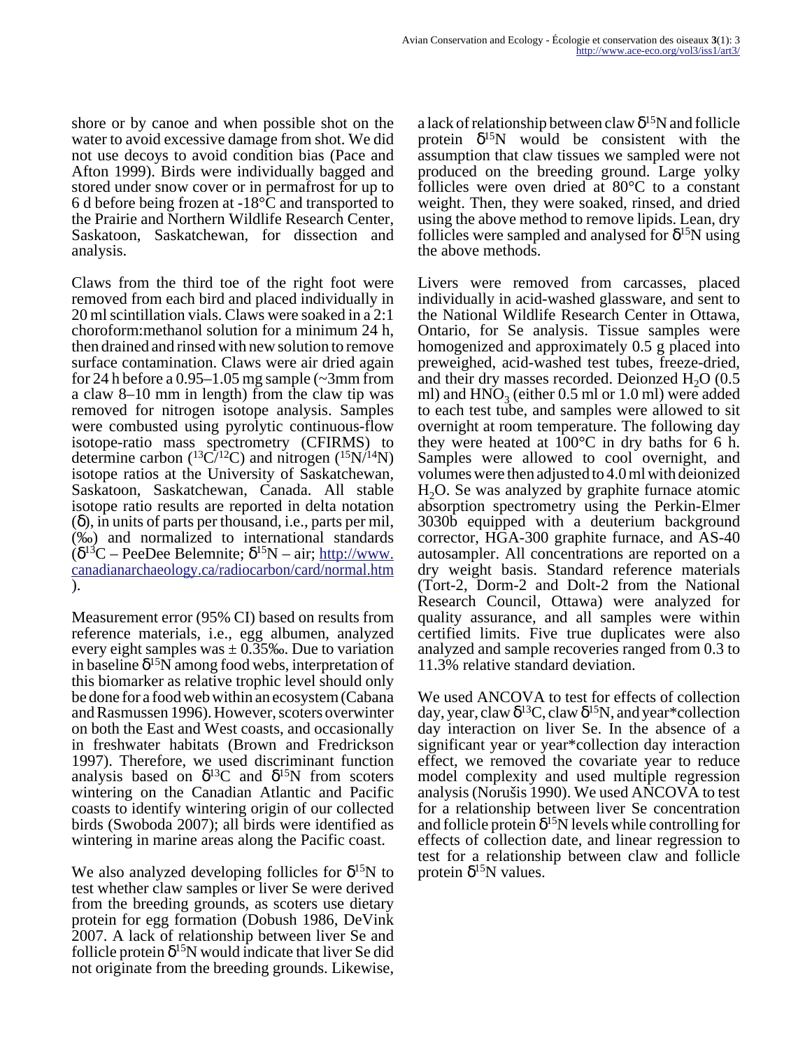shore or by canoe and when possible shot on the water to avoid excessive damage from shot. We did not use decoys to avoid condition bias (Pace and Afton 1999). Birds were individually bagged and stored under snow cover or in permafrost for up to 6 d before being frozen at -18°C and transported to the Prairie and Northern Wildlife Research Center, Saskatoon, Saskatchewan, for dissection and analysis.

Claws from the third toe of the right foot were removed from each bird and placed individually in 20 ml scintillation vials. Claws were soaked in a 2:1 choroform:methanol solution for a minimum 24 h, then drained and rinsed with new solution to remove surface contamination. Claws were air dried again for 24 h before a 0.95–1.05 mg sample (~3mm from a claw 8–10 mm in length) from the claw tip was removed for nitrogen isotope analysis. Samples were combusted using pyrolytic continuous-flow isotope-ratio mass spectrometry (CFIRMS) to determine carbon ($^{13}C/^{12}C$) and nitrogen ($^{15}N/^{14}N$) isotope ratios at the University of Saskatchewan, Saskatoon, Saskatchewan, Canada. All stable isotope ratio results are reported in delta notation (δ), in units of parts per thousand, i.e., parts per mil, (‰) and normalized to international standards ($\delta^{13}C$ – PeeDee Belemnite; $\delta^{15}N$ – air; http://www.canadianarchaeology.ca/radiocarbon/card/normal.htm).

Measurement error (95% CI) based on results from reference materials, i.e., egg albumen, analyzed every eight samples was ± 0.35‰. Due to variation in baseline $\delta^{15}N$ among food webs, interpretation of this biomarker as relative trophic level should only be done for a food web within an ecosystem (Cabana and Rasmussen 1996). However, scoters overwinter on both the East and West coasts, and occasionally in freshwater habitats (Brown and Fredrickson 1997). Therefore, we used discriminant function analysis based on $\delta^{13}C$ and $\delta^{15}N$ from scoters wintering on the Canadian Atlantic and Pacific coasts to identify wintering origin of our collected birds (Swoboda 2007); all birds were identified as wintering in marine areas along the Pacific coast.

We also analyzed developing follicles for $\delta^{15}N$ to test whether claw samples or liver Se were derived from the breeding grounds, as scoters use dietary protein for egg formation (Dobush 1986, DeVink 2007. A lack of relationship between liver Se and follicle protein $\delta^{15}N$ would indicate that liver Se did not originate from the breeding grounds. Likewise, a lack of relationship between claw $\delta^{15}N$ and follicle protein $\delta^{15}N$ would be consistent with the assumption that claw tissues we sampled were not produced on the breeding ground. Large yolky follicles were oven dried at 80°C to a constant weight. Then, they were soaked, rinsed, and dried using the above method to remove lipids. Lean, dry follicles were sampled and analysed for $\delta^{15}N$ using the above methods.

Livers were removed from carcasses, placed individually in acid-washed glassware, and sent to the National Wildlife Research Center in Ottawa, Ontario, for Se analysis. Tissue samples were homogenized and approximately 0.5 g placed into preweighed, acid-washed test tubes, freeze-dried, and their dry masses recorded. Deionzed $H_2O$ (0.5 ml) and $HNO_3$ (either 0.5 ml or 1.0 ml) were added to each test tube, and samples were allowed to sit overnight at room temperature. The following day they were heated at 100°C in dry baths for 6 h. Samples were allowed to cool overnight, and volumes were then adjusted to 4.0 ml with deionized $H_2O$. Se was analyzed by graphite furnace atomic absorption spectrometry using the Perkin-Elmer 3030b equipped with a deuterium background corrector, HGA-300 graphite furnace, and AS-40 autosampler. All concentrations are reported on a dry weight basis. Standard reference materials (Tort-2, Dorm-2 and Dolt-2 from the National Research Council, Ottawa) were analyzed for quality assurance, and all samples were within certified limits. Five true duplicates were also analyzed and sample recoveries ranged from 0.3 to 11.3% relative standard deviation.

We used ANCOVA to test for effects of collection day, year, claw $\delta^{13}C$, claw $\delta^{15}N$, and year*collection day interaction on liver Se. In the absence of a significant year or year*collection day interaction effect, we removed the covariate year to reduce model complexity and used multiple regression analysis (Norušis 1990). We used ANCOVA to test for a relationship between liver Se concentration and follicle protein $\delta^{15}N$ levels while controlling for effects of collection date, and linear regression to test for a relationship between claw and follicle protein $\delta^{15}N$ values.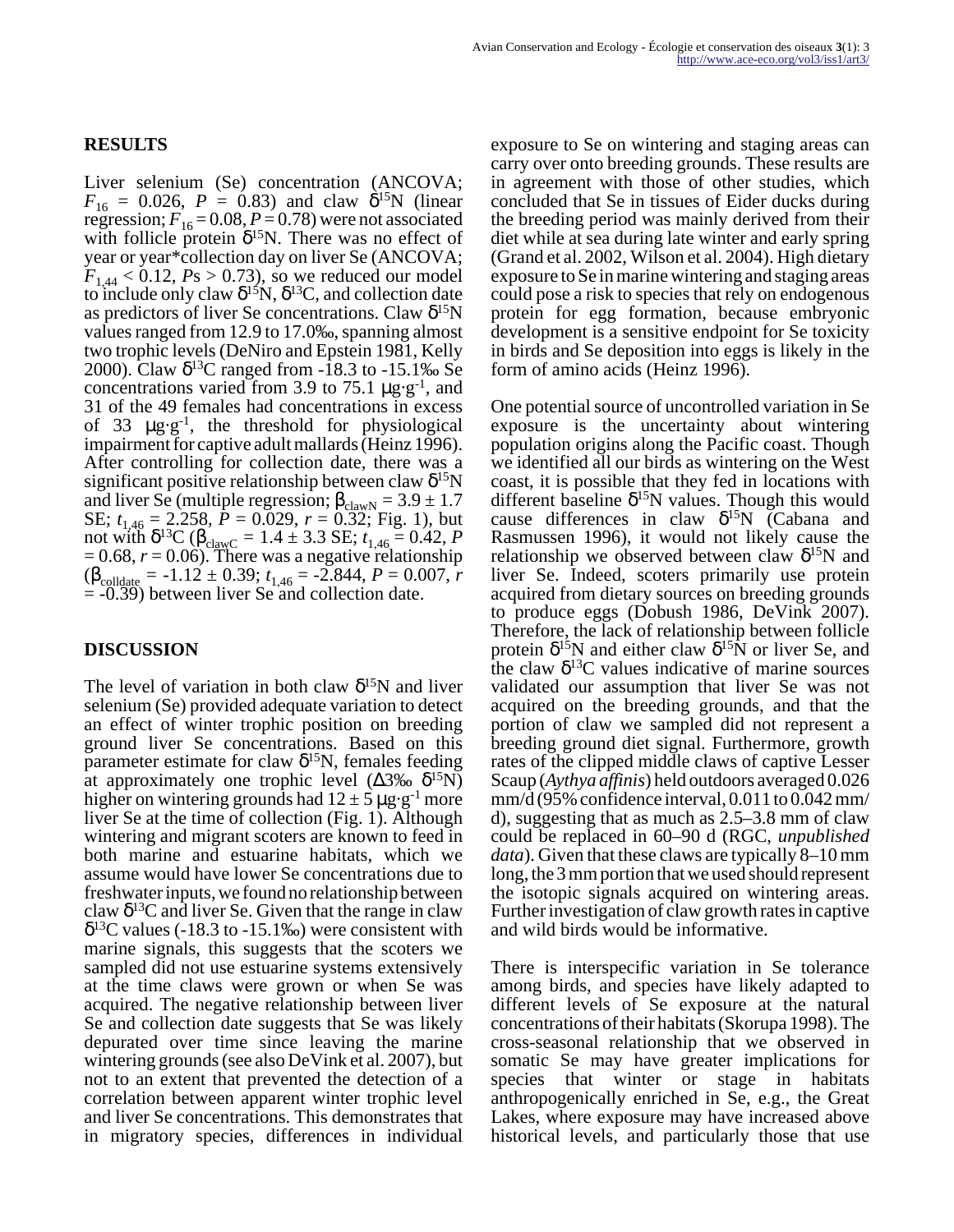## RESULTS

Liver selenium (Se) concentration (ANCOVA; $F_{16} = 0.026$, $P = 0.83$) and claw $\delta^{15}N$ (linear regression; $F_{16} = 0.08$, $P = 0.78$) were not associated with follicle protein $\delta^{15}N$. There was no effect of year or year*collection day on liver Se (ANCOVA; $F_{1,44} < 0.12$, $Ps > 0.73$), so we reduced our model to include only claw $\delta^{15}N$, $\delta^{13}C$, and collection date as predictors of liver Se concentrations. Claw $\delta^{15}N$ values ranged from 12.9 to 17.0‰, spanning almost two trophic levels (DeNiro and Epstein 1981, Kelly 2000). Claw $\delta^{13}C$ ranged from -18.3 to -15.1‰ Se concentrations varied from 3.9 to 75.1 $\mu g \cdot g^{-1}$, and 31 of the 49 females had concentrations in excess of 33 $\mu g \cdot g^{-1}$, the threshold for physiological impairment for captive adult mallards (Heinz 1996). After controlling for collection date, there was a significant positive relationship between claw $\delta^{15}N$ and liver Se (multiple regression; $\beta_{clawN} = 3.9 \pm 1.7$ SE; $t_{1,46} = 2.258$, $P = 0.029$, $r = 0.32$; Fig. 1), but not with $\delta^{13}C$ ($\beta_{clawC} = 1.4 \pm 3.3$ SE; $t_{1,46} = 0.42$, $P = 0.68$, $r = 0.06$). There was a negative relationship ($\beta_{colldate} = -1.12 \pm 0.39$; $t_{1,46} = -2.844$, $P = 0.007$, $r = -0.39$) between liver Se and collection date.

## DISCUSSION

The level of variation in both claw $\delta^{15}N$ and liver selenium (Se) provided adequate variation to detect an effect of winter trophic position on breeding ground liver Se concentrations. Based on this parameter estimate for claw $\delta^{15}N$, females feeding at approximately one trophic level ($\Delta$3‰ $\delta^{15}N$) higher on wintering grounds had $12 \pm 5$ $\mu g \cdot g^{-1}$ more liver Se at the time of collection (Fig. 1). Although wintering and migrant scoters are known to feed in both marine and estuarine habitats, which we assume would have lower Se concentrations due to freshwater inputs, we found no relationship between claw $\delta^{13}C$ and liver Se. Given that the range in claw $\delta^{13}C$ values (-18.3 to -15.1‰) were consistent with marine signals, this suggests that the scoters we sampled did not use estuarine systems extensively at the time claws were grown or when Se was acquired. The negative relationship between liver Se and collection date suggests that Se was likely depurated over time since leaving the marine wintering grounds (see also DeVink et al. 2007), but not to an extent that prevented the detection of a correlation between apparent winter trophic level and liver Se concentrations. This demonstrates that in migratory species, differences in individual exposure to Se on wintering and staging areas can carry over onto breeding grounds. These results are in agreement with those of other studies, which concluded that Se in tissues of Eider ducks during the breeding period was mainly derived from their diet while at sea during late winter and early spring (Grand et al. 2002, Wilson et al. 2004). High dietary exposure to Se in marine wintering and staging areas could pose a risk to species that rely on endogenous protein for egg formation, because embryonic development is a sensitive endpoint for Se toxicity in birds and Se deposition into eggs is likely in the form of amino acids (Heinz 1996).

One potential source of uncontrolled variation in Se exposure is the uncertainty about wintering population origins along the Pacific coast. Though we identified all our birds as wintering on the West coast, it is possible that they fed in locations with different baseline $\delta^{15}N$ values. Though this would cause differences in claw $\delta^{15}N$ (Cabana and Rasmussen 1996), it would not likely cause the relationship we observed between claw $\delta^{15}N$ and liver Se. Indeed, scoters primarily use protein acquired from dietary sources on breeding grounds to produce eggs (Dobush 1986, DeVink 2007). Therefore, the lack of relationship between follicle protein $\delta^{15}N$ and either claw $\delta^{15}N$ or liver Se, and the claw $\delta^{13}C$ values indicative of marine sources validated our assumption that liver Se was not acquired on the breeding grounds, and that the portion of claw we sampled did not represent a breeding ground diet signal. Furthermore, growth rates of the clipped middle claws of captive Lesser Scaup (*Aythya affinis*) held outdoors averaged 0.026 mm/d (95% confidence interval, 0.011 to 0.042 mm/d), suggesting that as much as 2.5–3.8 mm of claw could be replaced in 60–90 d (RGC, *unpublished data*). Given that these claws are typically 8–10 mm long, the 3 mm portion that we used should represent the isotopic signals acquired on wintering areas. Further investigation of claw growth rates in captive and wild birds would be informative.

There is interspecific variation in Se tolerance among birds, and species have likely adapted to different levels of Se exposure at the natural concentrations of their habitats (Skorupa 1998). The cross-seasonal relationship that we observed in somatic Se may have greater implications for species that winter or stage in habitats anthropogenically enriched in Se, e.g., the Great Lakes, where exposure may have increased above historical levels, and particularly those that use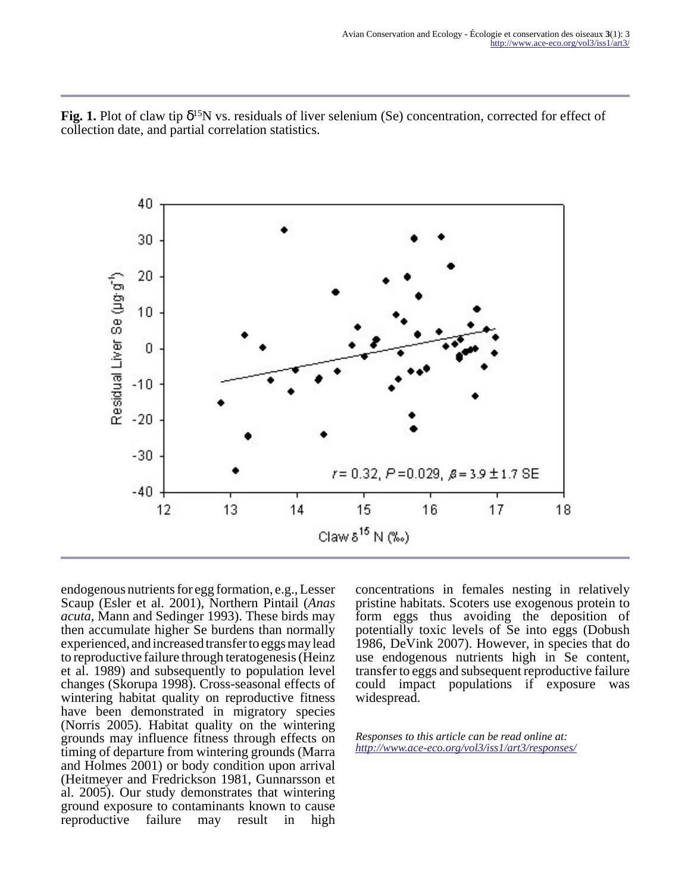**Fig. 1.** Plot of claw tip $\delta^{15}$N vs. residuals of liver selenium (Se) concentration, corrected for effect of collection date, and partial correlation statistics.

endogenous nutrients for egg formation, e.g., Lesser Scaup (Esler et al. 2001), Northern Pintail (*Anas acuta*, Mann and Sedinger 1993). These birds may then accumulate higher Se burdens than normally experienced, and increased transfer to eggs may lead to reproductive failure through teratogenesis (Heinz et al. 1989) and subsequently to population level changes (Skorupa 1998). Cross-seasonal effects of wintering habitat quality on reproductive fitness have been demonstrated in migratory species (Norris 2005). Habitat quality on the wintering grounds may influence fitness through effects on timing of departure from wintering grounds (Marra and Holmes 2001) or body condition upon arrival (Heitmeyer and Fredrickson 1981, Gunnarsson et al. 2005). Our study demonstrates that wintering ground exposure to contaminants known to cause reproductive failure may result in high concentrations in females nesting in relatively pristine habitats. Scoters use exogenous protein to form eggs thus avoiding the deposition of potentially toxic levels of Se into eggs (Dobush 1986, DeVink 2007). However, in species that do use endogenous nutrients high in Se content, transfer to eggs and subsequent reproductive failure could impact populations if exposure was widespread.

*Responses to this article can be read online at:*
*http://www.ace-eco.org/vol3/iss1/art3/responses/*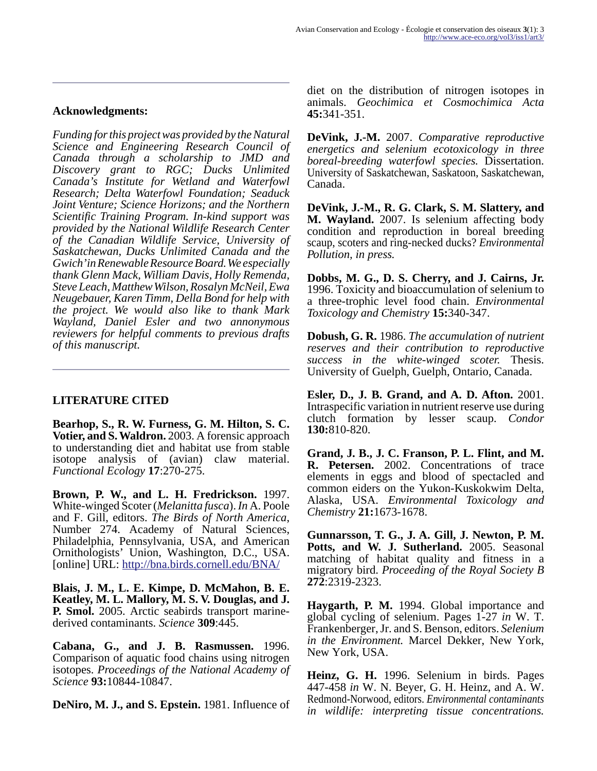## Acknowledgments:

*Funding for this project was provided by the Natural Science and Engineering Research Council of Canada through a scholarship to JMD and Discovery grant to RGC; Ducks Unlimited Canada's Institute for Wetland and Waterfowl Research; Delta Waterfowl Foundation; Seaduck Joint Venture; Science Horizons; and the Northern Scientific Training Program. In-kind support was provided by the National Wildlife Research Center of the Canadian Wildlife Service, University of Saskatchewan, Ducks Unlimited Canada and the Gwich'in Renewable Resource Board. We especially thank Glenn Mack, William Davis, Holly Remenda, Steve Leach, Matthew Wilson, Rosalyn McNeil, Ewa Neugebauer, Karen Timm, Della Bond for help with the project. We would also like to thank Mark Wayland, Daniel Esler and two annonymous reviewers for helpful comments to previous drafts of this manuscript.*

## LITERATURE CITED

**Bearhop, S., R. W. Furness, G. M. Hilton, S. C. Votier, and S. Waldron.** 2003. A forensic approach to understanding diet and habitat use from stable isotope analysis of (avian) claw material. *Functional Ecology* **17**:270-275.

**Brown, P. W., and L. H. Fredrickson.** 1997. White-winged Scoter (*Melanitta fusca*). *In* A. Poole and F. Gill, editors. *The Birds of North America*, Number 274. Academy of Natural Sciences, Philadelphia, Pennsylvania, USA, and American Ornithologists' Union, Washington, D.C., USA. [online] URL: http://bna.birds.cornell.edu/BNA/

**Blais, J. M., L. E. Kimpe, D. McMahon, B. E. Keatley, M. L. Mallory, M. S. V. Douglas, and J. P. Smol.** 2005. Arctic seabirds transport marine-derived contaminants. *Science* **309**:445.

**Cabana, G., and J. B. Rasmussen.** 1996. Comparison of aquatic food chains using nitrogen isotopes. *Proceedings of the National Academy of Science* **93:**10844-10847.

**DeNiro, M. J., and S. Epstein.** 1981. Influence of diet on the distribution of nitrogen isotopes in animals. *Geochimica et Cosmochimica Acta* **45:**341-351.

**DeVink, J.-M.** 2007. *Comparative reproductive energetics and selenium ecotoxicology in three boreal-breeding waterfowl species.* Dissertation. University of Saskatchewan, Saskatoon, Saskatchewan, Canada.

**DeVink, J.-M., R. G. Clark, S. M. Slattery, and M. Wayland.** 2007. Is selenium affecting body condition and reproduction in boreal breeding scaup, scoters and ring-necked ducks? *Environmental Pollution, in press.*

**Dobbs, M. G., D. S. Cherry, and J. Cairns, Jr.** 1996. Toxicity and bioaccumulation of selenium to a three-trophic level food chain. *Environmental Toxicology and Chemistry* **15:**340-347.

**Dobush, G. R.** 1986. *The accumulation of nutrient reserves and their contribution to reproductive success in the white-winged scoter.* Thesis. University of Guelph, Guelph, Ontario, Canada.

**Esler, D., J. B. Grand, and A. D. Afton.** 2001. Intraspecific variation in nutrient reserve use during clutch formation by lesser scaup. *Condor* **130:**810-820.

**Grand, J. B., J. C. Franson, P. L. Flint, and M. R. Petersen.** 2002. Concentrations of trace elements in eggs and blood of spectacled and common eiders on the Yukon-Kuskokwim Delta, Alaska, USA. *Environmental Toxicology and Chemistry* **21:**1673-1678.

**Gunnarsson, T. G., J. A. Gill, J. Newton, P. M. Potts, and W. J. Sutherland.** 2005. Seasonal matching of habitat quality and fitness in a migratory bird. *Proceeding of the Royal Society B* **272**:2319-2323.

**Haygarth, P. M.** 1994. Global importance and global cycling of selenium. Pages 1-27 *in* W. T. Frankenberger, Jr. and S. Benson, editors. *Selenium in the Environment.* Marcel Dekker, New York, New York, USA.

**Heinz, G. H.** 1996. Selenium in birds. Pages 447-458 *in* W. N. Beyer, G. H. Heinz, and A. W. Redmond-Norwood, editors. *Environmental contaminants in wildlife: interpreting tissue concentrations.*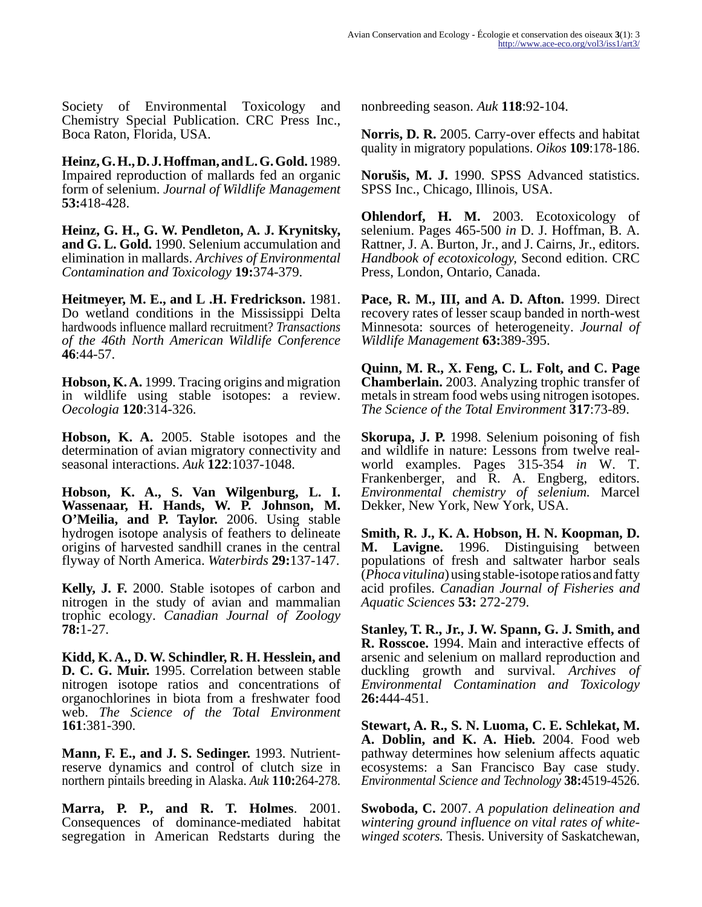Society of Environmental Toxicology and Chemistry Special Publication. CRC Press Inc., Boca Raton, Florida, USA.

**Heinz, G. H., D. J. Hoffman, and L. G. Gold.** 1989. Impaired reproduction of mallards fed an organic form of selenium. *Journal of Wildlife Management* **53:**418-428.

**Heinz, G. H., G. W. Pendleton, A. J. Krynitsky, and G. L. Gold.** 1990. Selenium accumulation and elimination in mallards. *Archives of Environmental Contamination and Toxicology* **19:**374-379.

**Heitmeyer, M. E., and L .H. Fredrickson.** 1981. Do wetland conditions in the Mississippi Delta hardwoods influence mallard recruitment? *Transactions of the 46th North American Wildlife Conference* **46**:44-57.

**Hobson, K. A.** 1999. Tracing origins and migration in wildlife using stable isotopes: a review. *Oecologia* **120**:314-326.

**Hobson, K. A.** 2005. Stable isotopes and the determination of avian migratory connectivity and seasonal interactions. *Auk* **122**:1037-1048.

**Hobson, K. A., S. Van Wilgenburg, L. I. Wassenaar, H. Hands, W. P. Johnson, M. O'Meilia, and P. Taylor.** 2006. Using stable hydrogen isotope analysis of feathers to delineate origins of harvested sandhill cranes in the central flyway of North America. *Waterbirds* **29:**137-147.

**Kelly, J. F.** 2000. Stable isotopes of carbon and nitrogen in the study of avian and mammalian trophic ecology. *Canadian Journal of Zoology* **78:**1-27.

**Kidd, K. A., D. W. Schindler, R. H. Hesslein, and D. C. G. Muir.** 1995. Correlation between stable nitrogen isotope ratios and concentrations of organochlorines in biota from a freshwater food web. *The Science of the Total Environment* **161**:381-390.

**Mann, F. E., and J. S. Sedinger.** 1993. Nutrient-reserve dynamics and control of clutch size in northern pintails breeding in Alaska. *Auk* **110:**264-278.

**Marra, P. P., and R. T. Holmes**. 2001. Consequences of dominance-mediated habitat segregation in American Redstarts during the nonbreeding season. *Auk* **118**:92-104.

**Norris, D. R.** 2005. Carry-over effects and habitat quality in migratory populations. *Oikos* **109**:178-186.

**Norušis, M. J.** 1990. SPSS Advanced statistics. SPSS Inc., Chicago, Illinois, USA.

**Ohlendorf, H. M.** 2003. Ecotoxicology of selenium. Pages 465-500 *in* D. J. Hoffman, B. A. Rattner, J. A. Burton, Jr., and J. Cairns, Jr., editors. *Handbook of ecotoxicology,* Second edition. CRC Press, London, Ontario, Canada.

**Pace, R. M., III, and A. D. Afton.** 1999. Direct recovery rates of lesser scaup banded in north-west Minnesota: sources of heterogeneity. *Journal of Wildlife Management* **63:**389-395.

**Quinn, M. R., X. Feng, C. L. Folt, and C. Page Chamberlain.** 2003. Analyzing trophic transfer of metals in stream food webs using nitrogen isotopes. *The Science of the Total Environment* **317**:73-89.

**Skorupa, J. P.** 1998. Selenium poisoning of fish and wildlife in nature: Lessons from twelve real-world examples. Pages 315-354 *in* W. T. Frankenberger, and R. A. Engberg, editors. *Environmental chemistry of selenium.* Marcel Dekker, New York, New York, USA.

**Smith, R. J., K. A. Hobson, H. N. Koopman, D. M. Lavigne.** 1996. Distinguishing between populations of fresh and saltwater harbor seals (*Phoca vitulina*) using stable-isotope ratios and fatty acid profiles. *Canadian Journal of Fisheries and Aquatic Sciences* **53:** 272-279.

**Stanley, T. R., Jr., J. W. Spann, G. J. Smith, and R. Rosscoe.** 1994. Main and interactive effects of arsenic and selenium on mallard reproduction and duckling growth and survival. *Archives of Environmental Contamination and Toxicology* **26:**444-451.

**Stewart, A. R., S. N. Luoma, C. E. Schlekat, M. A. Doblin, and K. A. Hieb.** 2004. Food web pathway determines how selenium affects aquatic ecosystems: a San Francisco Bay case study. *Environmental Science and Technology* **38:**4519-4526.

**Swoboda, C.** 2007. *A population delineation and wintering ground influence on vital rates of white-winged scoters.* Thesis. University of Saskatchewan,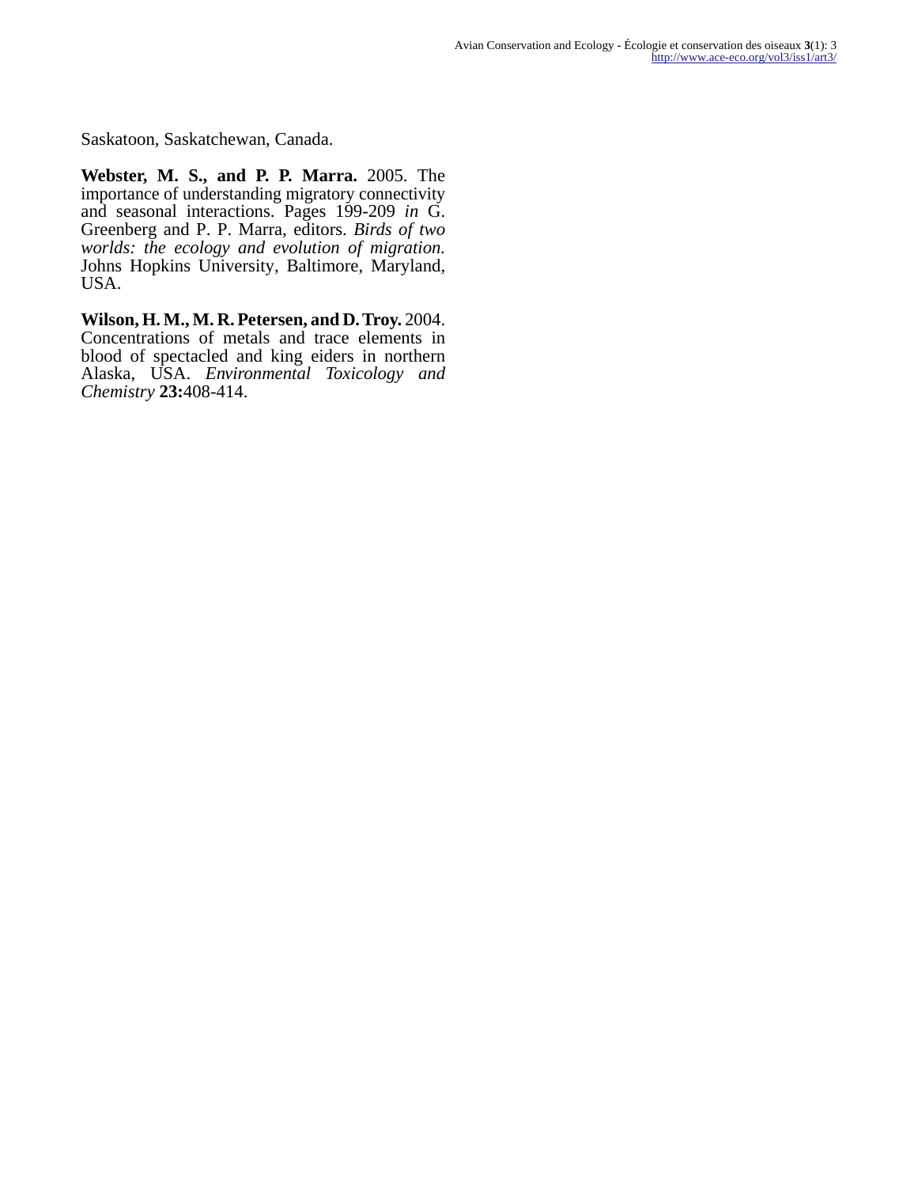Saskatoon, Saskatchewan, Canada.

**Webster, M. S., and P. P. Marra.** 2005. The importance of understanding migratory connectivity and seasonal interactions. Pages 199-209 *in* G. Greenberg and P. P. Marra, editors. *Birds of two worlds: the ecology and evolution of migration.* Johns Hopkins University, Baltimore, Maryland, USA.

**Wilson, H. M., M. R. Petersen, and D. Troy.** 2004. Concentrations of metals and trace elements in blood of spectacled and king eiders in northern Alaska, USA. *Environmental Toxicology and Chemistry* **23:**408-414.